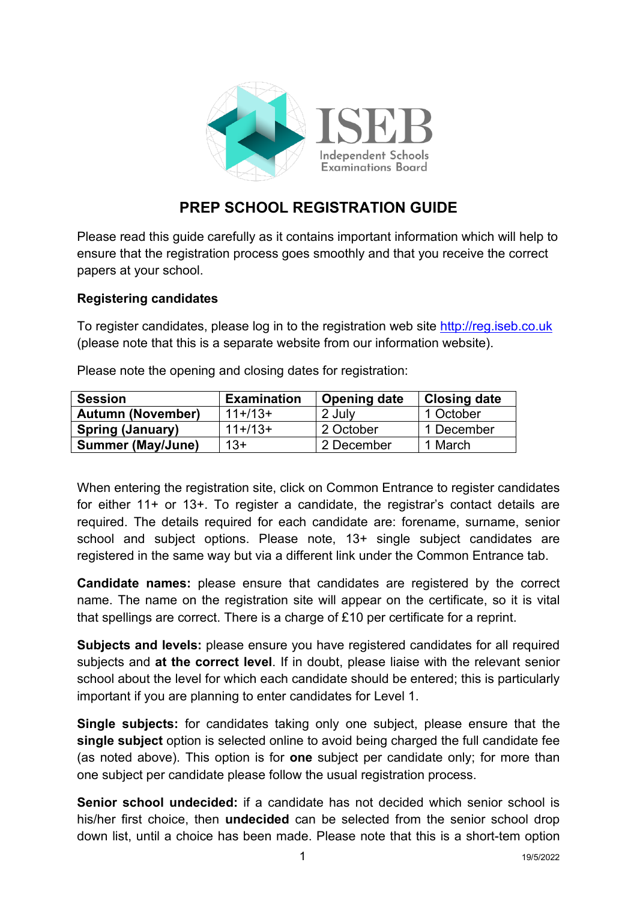ISEB
Independent Schools Examinations Board

# PREP SCHOOL REGISTRATION GUIDE

Please read this guide carefully as it contains important information which will help to ensure that the registration process goes smoothly and that you receive the correct papers at your school.

**Registering candidates**

To register candidates, please log in to the registration web site http://reg.iseb.co.uk (please note that this is a separate website from our information website).

Please note the opening and closing dates for registration:

| Session | Examination | Opening date | Closing date |
|---|---|---|---|
| **Autumn (November)** | 11+/13+ | 2 July | 1 October |
| **Spring (January)** | 11+/13+ | 2 October | 1 December |
| **Summer (May/June)** | 13+ | 2 December | 1 March |

When entering the registration site, click on Common Entrance to register candidates for either 11+ or 13+. To register a candidate, the registrar's contact details are required. The details required for each candidate are: forename, surname, senior school and subject options. Please note, 13+ single subject candidates are registered in the same way but via a different link under the Common Entrance tab.

**Candidate names:** please ensure that candidates are registered by the correct name. The name on the registration site will appear on the certificate, so it is vital that spellings are correct. There is a charge of £10 per certificate for a reprint.

**Subjects and levels:** please ensure you have registered candidates for all required subjects and **at the correct level**. If in doubt, please liaise with the relevant senior school about the level for which each candidate should be entered; this is particularly important if you are planning to enter candidates for Level 1.

**Single subjects:** for candidates taking only one subject, please ensure that the **single subject** option is selected online to avoid being charged the full candidate fee (as noted above). This option is for **one** subject per candidate only; for more than one subject per candidate please follow the usual registration process.

**Senior school undecided:** if a candidate has not decided which senior school is his/her first choice, then **undecided** can be selected from the senior school drop down list, until a choice has been made. Please note that this is a short-tem option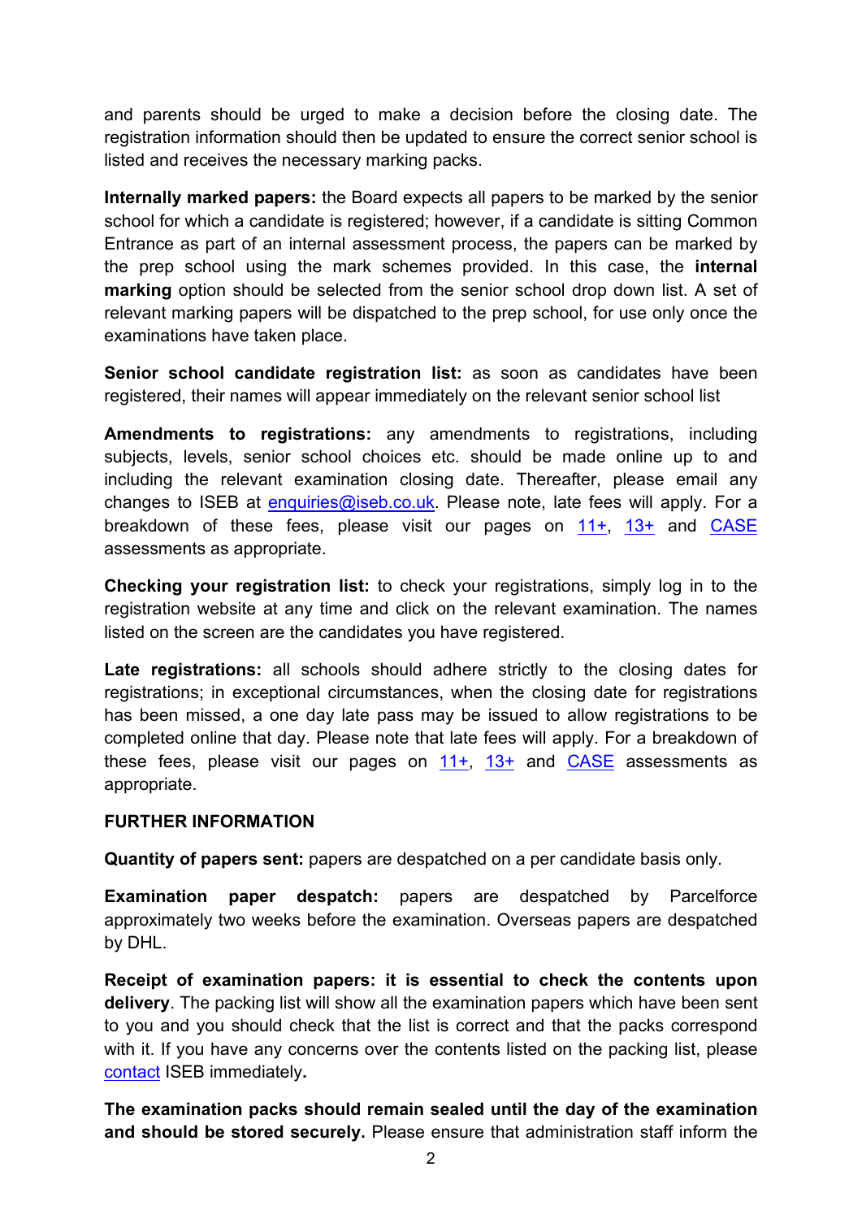and parents should be urged to make a decision before the closing date. The registration information should then be updated to ensure the correct senior school is listed and receives the necessary marking packs.

**Internally marked papers:** the Board expects all papers to be marked by the senior school for which a candidate is registered; however, if a candidate is sitting Common Entrance as part of an internal assessment process, the papers can be marked by the prep school using the mark schemes provided. In this case, the **internal marking** option should be selected from the senior school drop down list. A set of relevant marking papers will be dispatched to the prep school, for use only once the examinations have taken place.

**Senior school candidate registration list:** as soon as candidates have been registered, their names will appear immediately on the relevant senior school list

**Amendments to registrations:** any amendments to registrations, including subjects, levels, senior school choices etc. should be made online up to and including the relevant examination closing date. Thereafter, please email any changes to ISEB at enquiries@iseb.co.uk. Please note, late fees will apply. For a breakdown of these fees, please visit our pages on 11+, 13+ and CASE assessments as appropriate.

**Checking your registration list:** to check your registrations, simply log in to the registration website at any time and click on the relevant examination. The names listed on the screen are the candidates you have registered.

**Late registrations:** all schools should adhere strictly to the closing dates for registrations; in exceptional circumstances, when the closing date for registrations has been missed, a one day late pass may be issued to allow registrations to be completed online that day. Please note that late fees will apply. For a breakdown of these fees, please visit our pages on 11+, 13+ and CASE assessments as appropriate.

**FURTHER INFORMATION**

**Quantity of papers sent:** papers are despatched on a per candidate basis only.

**Examination paper despatch:** papers are despatched by Parcelforce approximately two weeks before the examination. Overseas papers are despatched by DHL.

**Receipt of examination papers: it is essential to check the contents upon delivery**. The packing list will show all the examination papers which have been sent to you and you should check that the list is correct and that the packs correspond with it. If you have any concerns over the contents listed on the packing list, please contact ISEB immediately**.**

**The examination packs should remain sealed until the day of the examination and should be stored securely.** Please ensure that administration staff inform the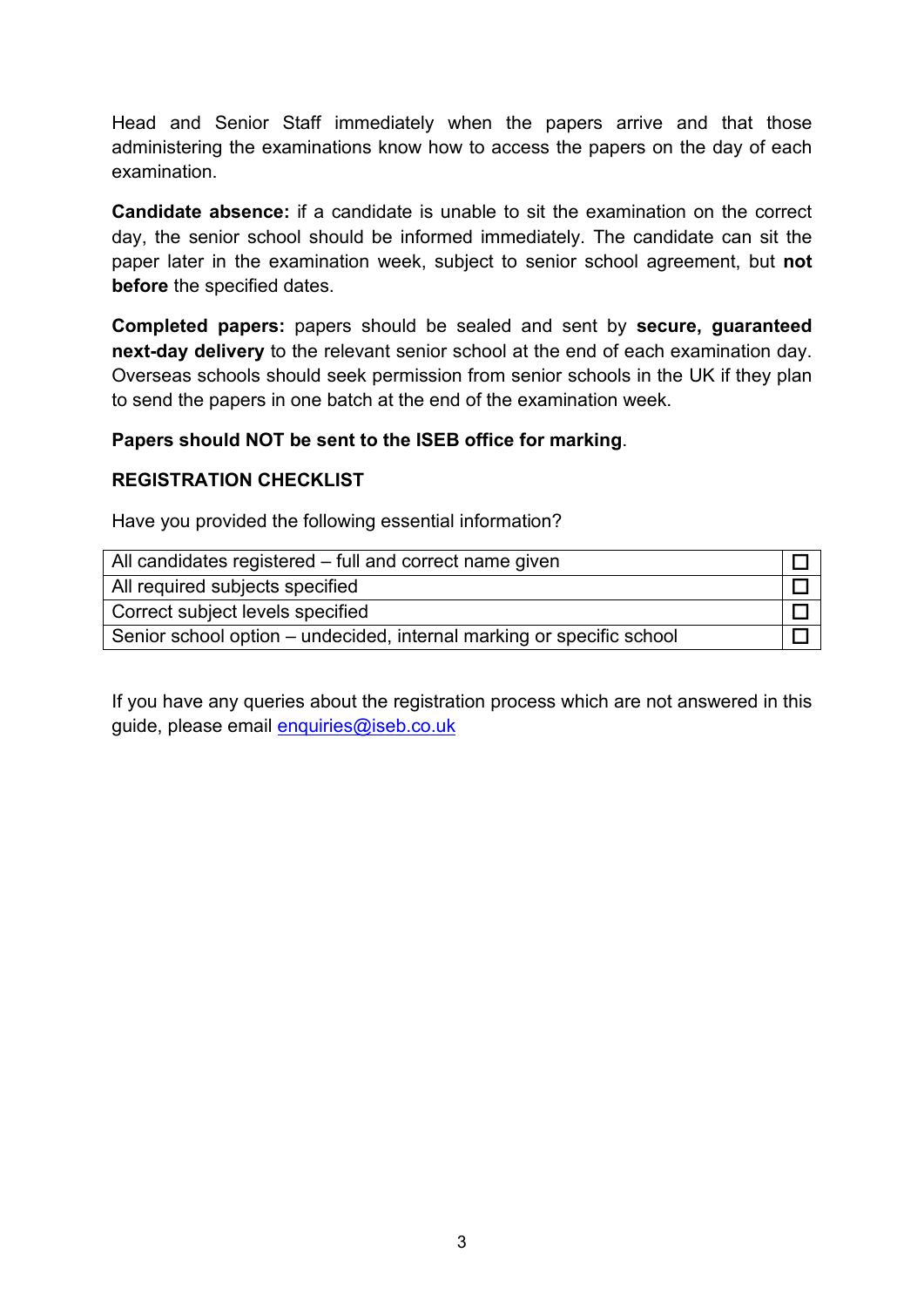Head and Senior Staff immediately when the papers arrive and that those administering the examinations know how to access the papers on the day of each examination.

**Candidate absence:** if a candidate is unable to sit the examination on the correct day, the senior school should be informed immediately. The candidate can sit the paper later in the examination week, subject to senior school agreement, but **not before** the specified dates.

**Completed papers:** papers should be sealed and sent by **secure, guaranteed next-day delivery** to the relevant senior school at the end of each examination day. Overseas schools should seek permission from senior schools in the UK if they plan to send the papers in one batch at the end of the examination week.

**Papers should NOT be sent to the ISEB office for marking**.

**REGISTRATION CHECKLIST**

Have you provided the following essential information?

| | |
|---|---|
| All candidates registered – full and correct name given | ☐ |
| All required subjects specified | ☐ |
| Correct subject levels specified | ☐ |
| Senior school option – undecided, internal marking or specific school | ☐ |

If you have any queries about the registration process which are not answered in this guide, please email enquiries@iseb.co.uk